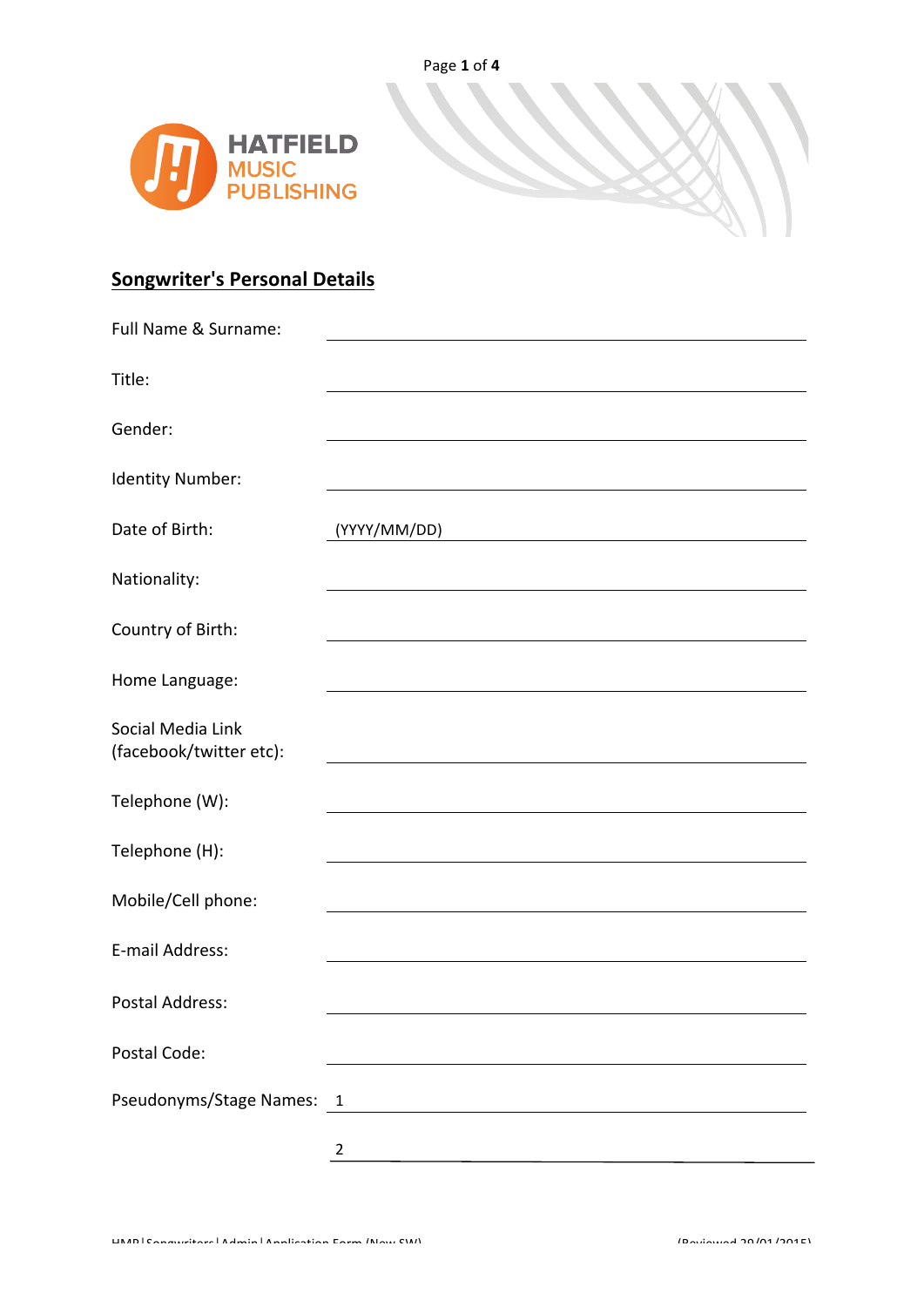HATFIELD
MUSIC
PUBLISHING

## Songwriter's Personal Details

Full Name & Surname: ______________________________

Title: ______________________________

Gender: ______________________________

Identity Number: ______________________________

Date of Birth: (YYYY/MM/DD) ______________________________

Nationality: ______________________________

Country of Birth: ______________________________

Home Language: ______________________________

Social Media Link (facebook/twitter etc): ______________________________

Telephone (W): ______________________________

Telephone (H): ______________________________

Mobile/Cell phone: ______________________________

E-mail Address: ______________________________

Postal Address: ______________________________

Postal Code: ______________________________

Pseudonyms/Stage Names: 1 ______________________________

2 ______________________________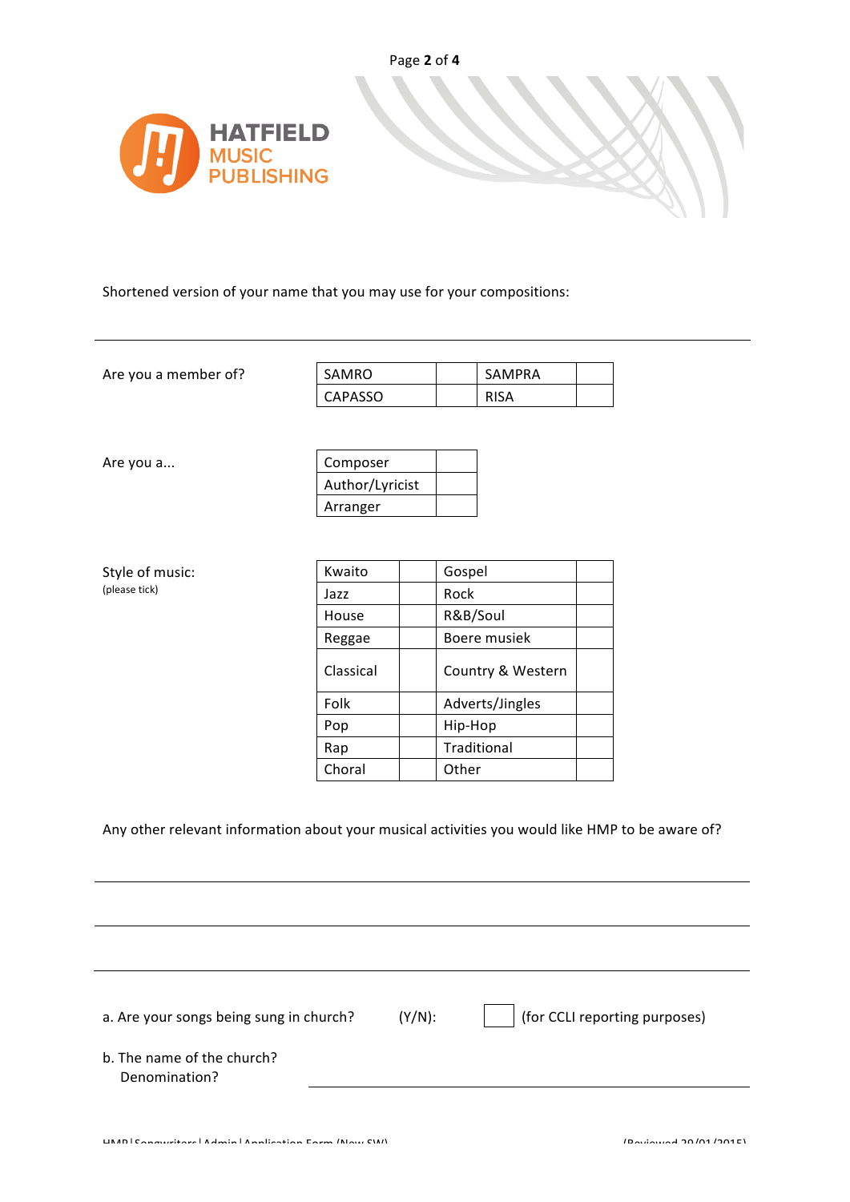Shortened version of your name that you may use for your compositions:

---

Are you a member of?

| SAMRO | | SAMPRA | |
|---|---|---|---|
| CAPASSO | | RISA | |

Are you a...

| Composer | |
|---|---|
| Author/Lyricist | |
| Arranger | |

Style of music:
(please tick)

| Kwaito | | Gospel | |
|---|---|---|---|
| Jazz | | Rock | |
| House | | R&B/Soul | |
| Reggae | | Boere musiek | |
| Classical | | Country & Western | |
| Folk | | Adverts/Jingles | |
| Pop | | Hip-Hop | |
| Rap | | Traditional | |
| Choral | | Other | |

Any other relevant information about your musical activities you would like HMP to be aware of?

---

---

---

a. Are your songs being sung in church? (Y/N): ☐ (for CCLI reporting purposes)

b. The name of the church?
Denomination?

---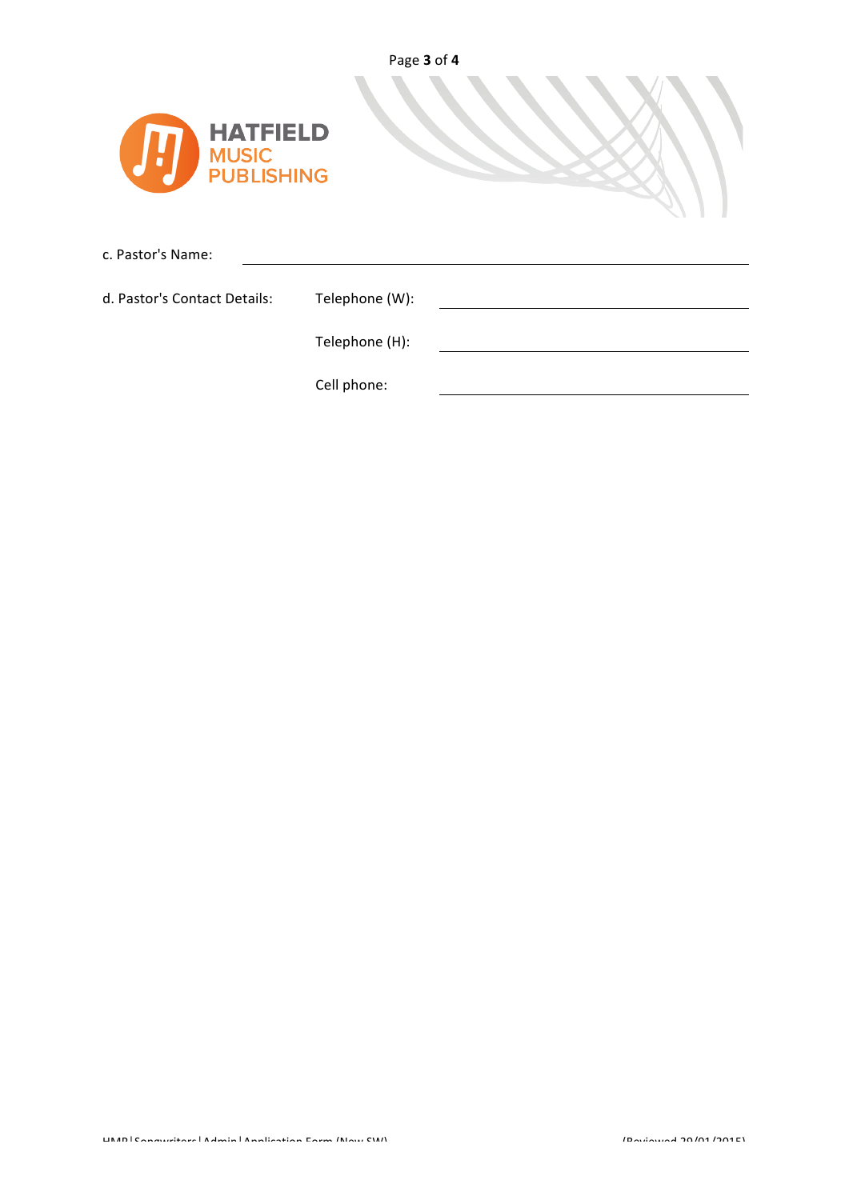c. Pastor's Name: ______________________________

d. Pastor's Contact Details:

Telephone (W): ______________________________

Telephone (H): ______________________________

Cell phone: ______________________________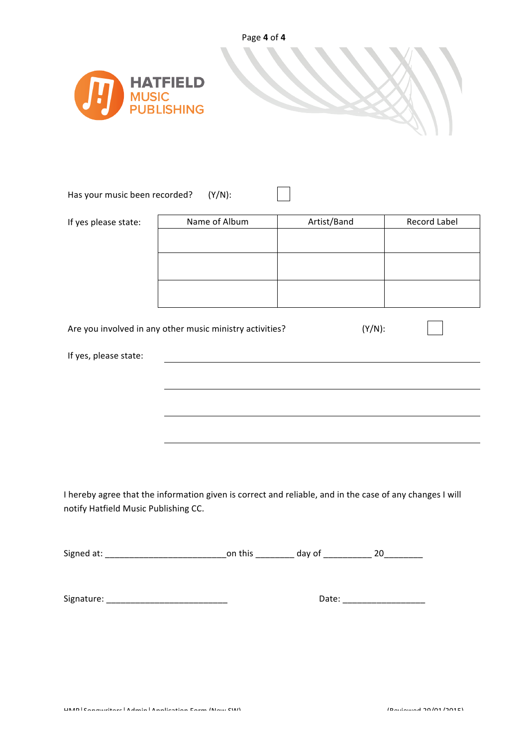Has your music been recorded? (Y/N): ☐

If yes please state:

| Name of Album | Artist/Band | Record Label |
| --- | --- | --- |
| | | |
| | | |
| | | |

Are you involved in any other music ministry activities? (Y/N): ☐

If yes, please state: ______________________________________________

______________________________________________

______________________________________________

______________________________________________

I hereby agree that the information given is correct and reliable, and in the case of any changes I will notify Hatfield Music Publishing CC.

Signed at: _________________________ on this ________ day of __________ 20________

Signature: _________________________ Date: _________________